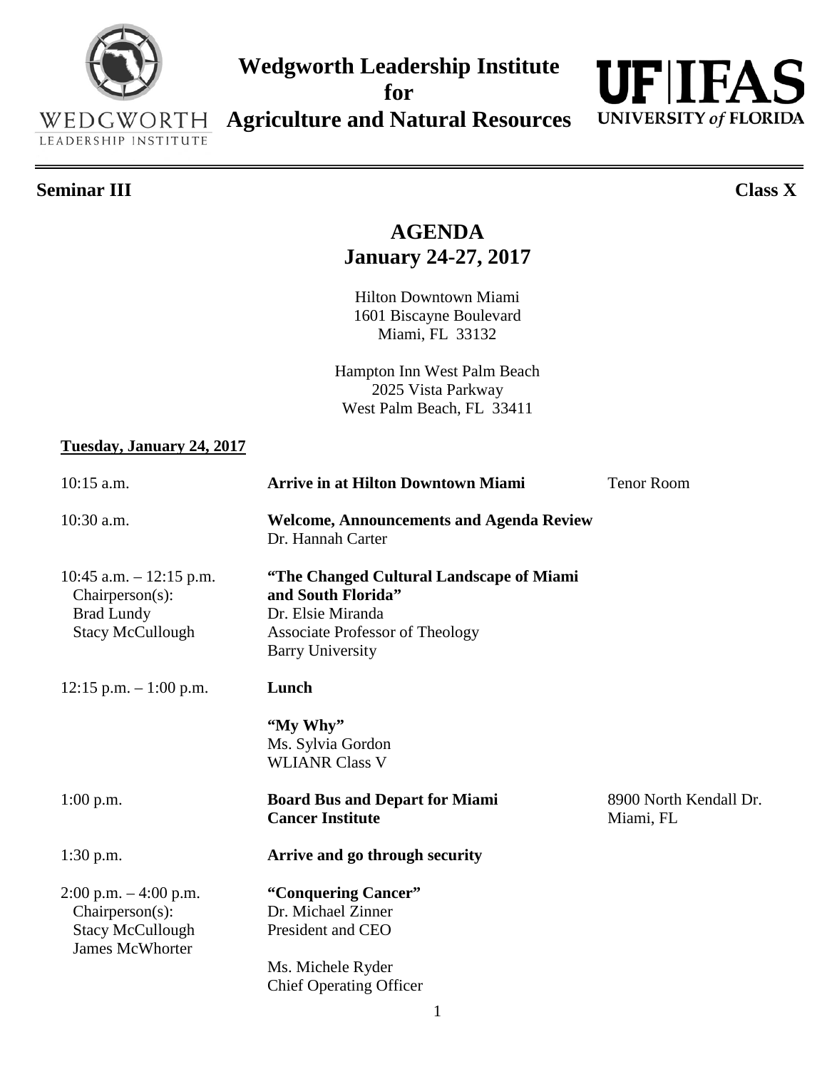# Wedgworth Leadership Institute for Agriculture and Natural Resources

WEDGWORTH LEADERSHIP INSTITUTE

UF|IFAS UNIVERSITY *of* FLORIDA

**Seminar III** **Class X**

## AGENDA
## January 24-27, 2017

Hilton Downtown Miami
1601 Biscayne Boulevard
Miami, FL 33132

Hampton Inn West Palm Beach
2025 Vista Parkway
West Palm Beach, FL 33411

**Tuesday, January 24, 2017**

| Time | Event | Location |
|---|---|---|
| 10:15 a.m. | **Arrive in at Hilton Downtown Miami** | Tenor Room |
| 10:30 a.m. | **Welcome, Announcements and Agenda Review**<br>Dr. Hannah Carter | |
| 10:45 a.m. – 12:15 p.m.<br>Chairperson(s):<br>Brad Lundy<br>Stacy McCullough | **"The Changed Cultural Landscape of Miami and South Florida"**<br>Dr. Elsie Miranda<br>Associate Professor of Theology<br>Barry University | |
| 12:15 p.m. – 1:00 p.m. | **Lunch**<br><br>**"My Why"**<br>Ms. Sylvia Gordon<br>WLIANR Class V | |
| 1:00 p.m. | **Board Bus and Depart for Miami Cancer Institute** | 8900 North Kendall Dr.<br>Miami, FL |
| 1:30 p.m. | **Arrive and go through security** | |
| 2:00 p.m. – 4:00 p.m.<br>Chairperson(s):<br>Stacy McCullough<br>James McWhorter | **"Conquering Cancer"**<br>Dr. Michael Zinner<br>President and CEO<br><br>Ms. Michele Ryder<br>Chief Operating Officer | |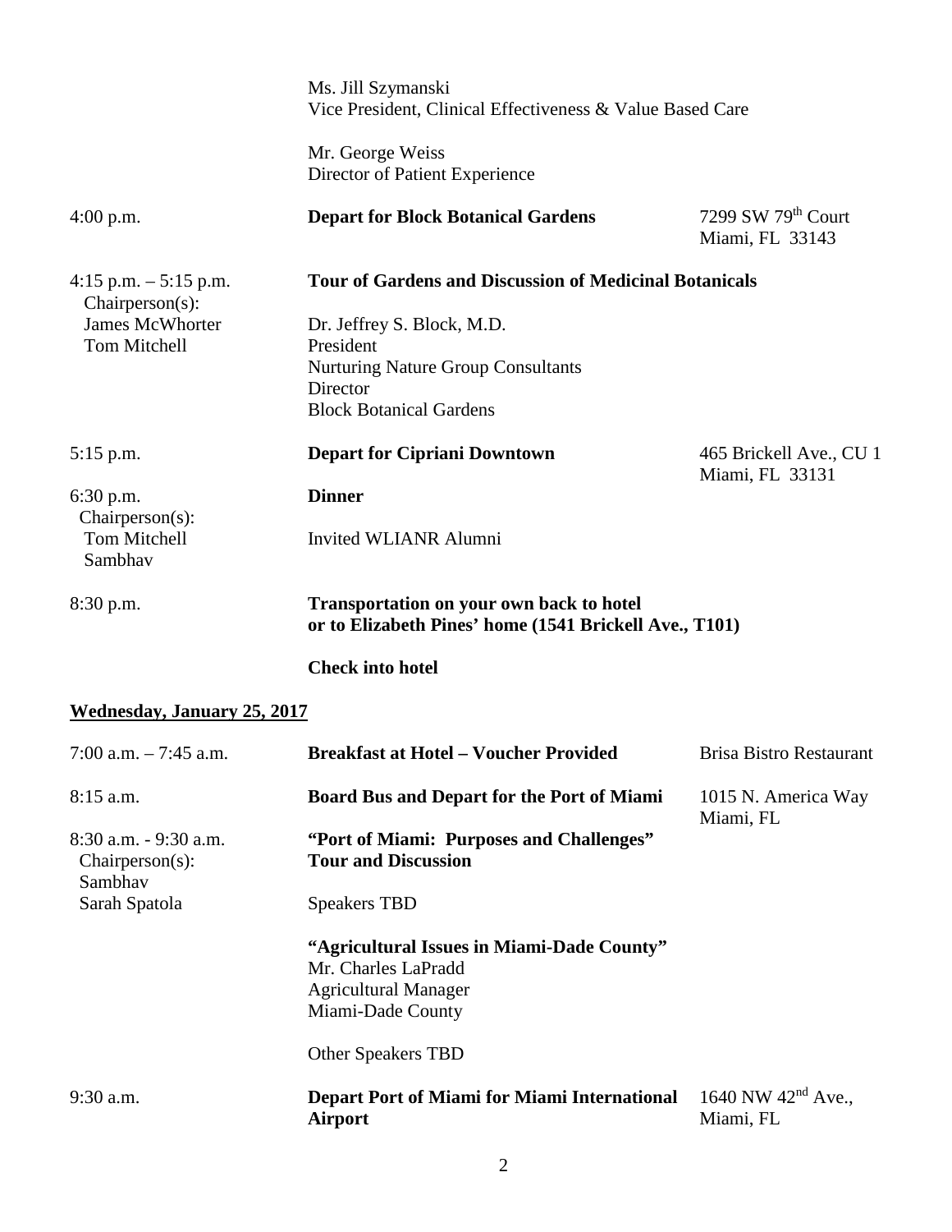| | | |
|---|---|---|
| | Ms. Jill Szymanski<br>Vice President, Clinical Effectiveness & Value Based Care | |
| | Mr. George Weiss<br>Director of Patient Experience | |
| 4:00 p.m. | **Depart for Block Botanical Gardens** | 7299 SW 79th Court<br>Miami, FL 33143 |
| 4:15 p.m. – 5:15 p.m.<br>Chairperson(s):<br>James McWhorter<br>Tom Mitchell | **Tour of Gardens and Discussion of Medicinal Botanicals**<br><br>Dr. Jeffrey S. Block, M.D.<br>President<br>Nurturing Nature Group Consultants<br>Director<br>Block Botanical Gardens | |
| 5:15 p.m. | **Depart for Cipriani Downtown** | 465 Brickell Ave., CU 1<br>Miami, FL 33131 |
| 6:30 p.m.<br>Chairperson(s):<br>Tom Mitchell<br>Sambhav | **Dinner**<br><br>Invited WLIANR Alumni | |
| 8:30 p.m. | **Transportation on your own back to hotel or to Elizabeth Pines' home (1541 Brickell Ave., T101)** | |
| | **Check into hotel** | |

## Wednesday, January 25, 2017

| | | |
|---|---|---|
| 7:00 a.m. – 7:45 a.m. | **Breakfast at Hotel – Voucher Provided** | Brisa Bistro Restaurant |
| 8:15 a.m. | **Board Bus and Depart for the Port of Miami** | 1015 N. America Way<br>Miami, FL |
| 8:30 a.m. - 9:30 a.m.<br>Chairperson(s):<br>Sambhav<br>Sarah Spatola | **"Port of Miami: Purposes and Challenges" Tour and Discussion**<br><br>Speakers TBD<br><br>**"Agricultural Issues in Miami-Dade County"**<br>Mr. Charles LaPradd<br>Agricultural Manager<br>Miami-Dade County<br><br>Other Speakers TBD | |
| 9:30 a.m. | **Depart Port of Miami for Miami International Airport** | 1640 NW 42nd Ave.,<br>Miami, FL |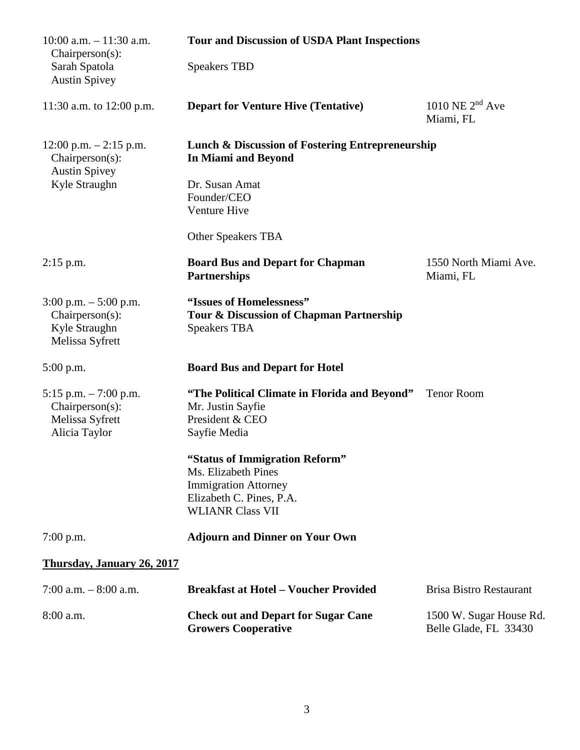| | | |
|---|---|---|
| 10:00 a.m. – 11:30 a.m.<br>Chairperson(s):<br>Sarah Spatola<br>Austin Spivey | **Tour and Discussion of USDA Plant Inspections**<br><br>Speakers TBD | |
| 11:30 a.m. to 12:00 p.m. | **Depart for Venture Hive (Tentative)** | 1010 NE 2nd Ave<br>Miami, FL |
| 12:00 p.m. – 2:15 p.m.<br>Chairperson(s):<br>Austin Spivey<br>Kyle Straughn | **Lunch & Discussion of Fostering Entrepreneurship In Miami and Beyond**<br><br>Dr. Susan Amat<br>Founder/CEO<br>Venture Hive<br><br>Other Speakers TBA | |
| 2:15 p.m. | **Board Bus and Depart for Chapman Partnerships** | 1550 North Miami Ave.<br>Miami, FL |
| 3:00 p.m. – 5:00 p.m.<br>Chairperson(s):<br>Kyle Straughn<br>Melissa Syfrett | **"Issues of Homelessness"**<br>**Tour & Discussion of Chapman Partnership**<br>Speakers TBA | |
| 5:00 p.m. | **Board Bus and Depart for Hotel** | |
| 5:15 p.m. – 7:00 p.m.<br>Chairperson(s):<br>Melissa Syfrett<br>Alicia Taylor | **"The Political Climate in Florida and Beyond"**<br>Mr. Justin Sayfie<br>President & CEO<br>Sayfie Media<br><br>**"Status of Immigration Reform"**<br>Ms. Elizabeth Pines<br>Immigration Attorney<br>Elizabeth C. Pines, P.A.<br>WLIANR Class VII | Tenor Room |
| 7:00 p.m. | **Adjourn and Dinner on Your Own** | |

**Thursday, January 26, 2017**

| | | |
|---|---|---|
| 7:00 a.m. – 8:00 a.m. | **Breakfast at Hotel – Voucher Provided** | Brisa Bistro Restaurant |
| 8:00 a.m. | **Check out and Depart for Sugar Cane Growers Cooperative** | 1500 W. Sugar House Rd.<br>Belle Glade, FL 33430 |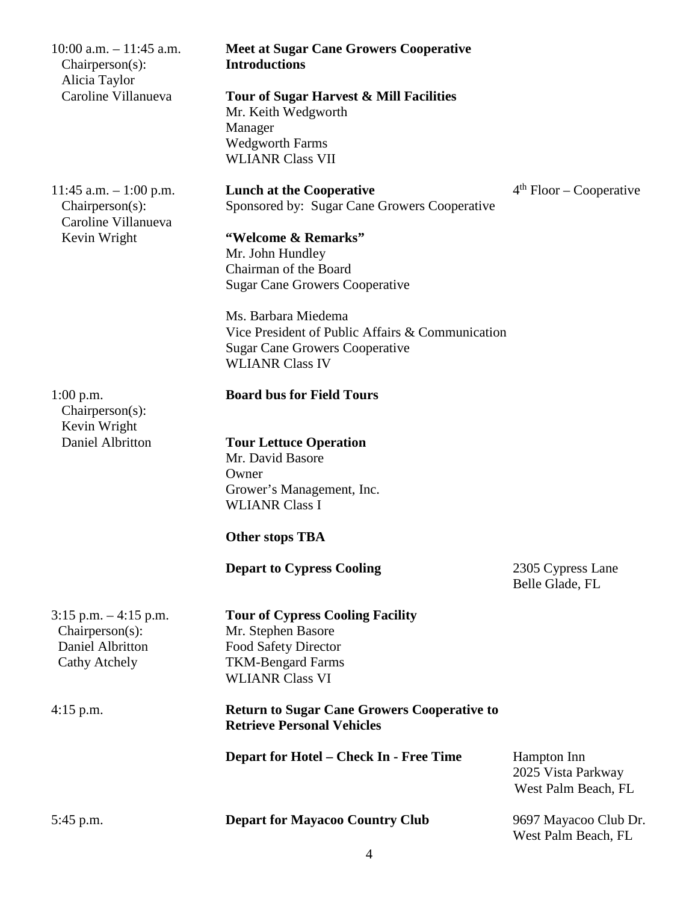| Time | Activity | Location |
|---|---|---|
| 10:00 a.m. – 11:45 a.m.<br>Chairperson(s):<br>Alicia Taylor<br>Caroline Villanueva | **Meet at Sugar Cane Growers Cooperative**<br>**Introductions**<br><br>**Tour of Sugar Harvest & Mill Facilities**<br>Mr. Keith Wedgworth<br>Manager<br>Wedgworth Farms<br>WLIANR Class VII | |
| 11:45 a.m. – 1:00 p.m.<br>Chairperson(s):<br>Caroline Villanueva<br>Kevin Wright | **Lunch at the Cooperative**<br>Sponsored by: Sugar Cane Growers Cooperative<br><br>**"Welcome & Remarks"**<br>Mr. John Hundley<br>Chairman of the Board<br>Sugar Cane Growers Cooperative<br><br>Ms. Barbara Miedema<br>Vice President of Public Affairs & Communication<br>Sugar Cane Growers Cooperative<br>WLIANR Class IV | 4th Floor – Cooperative |
| 1:00 p.m.<br>Chairperson(s):<br>Kevin Wright<br>Daniel Albritton | **Board bus for Field Tours**<br><br>**Tour Lettuce Operation**<br>Mr. David Basore<br>Owner<br>Grower's Management, Inc.<br>WLIANR Class I<br><br>**Other stops TBA** | |
| | **Depart to Cypress Cooling** | 2305 Cypress Lane<br>Belle Glade, FL |
| 3:15 p.m. – 4:15 p.m.<br>Chairperson(s):<br>Daniel Albritton<br>Cathy Atchely | **Tour of Cypress Cooling Facility**<br>Mr. Stephen Basore<br>Food Safety Director<br>TKM-Bengard Farms<br>WLIANR Class VI | |
| 4:15 p.m. | **Return to Sugar Cane Growers Cooperative to Retrieve Personal Vehicles** | |
| | **Depart for Hotel – Check In - Free Time** | Hampton Inn<br>2025 Vista Parkway<br>West Palm Beach, FL |
| 5:45 p.m. | **Depart for Mayacoo Country Club** | 9697 Mayacoo Club Dr.<br>West Palm Beach, FL |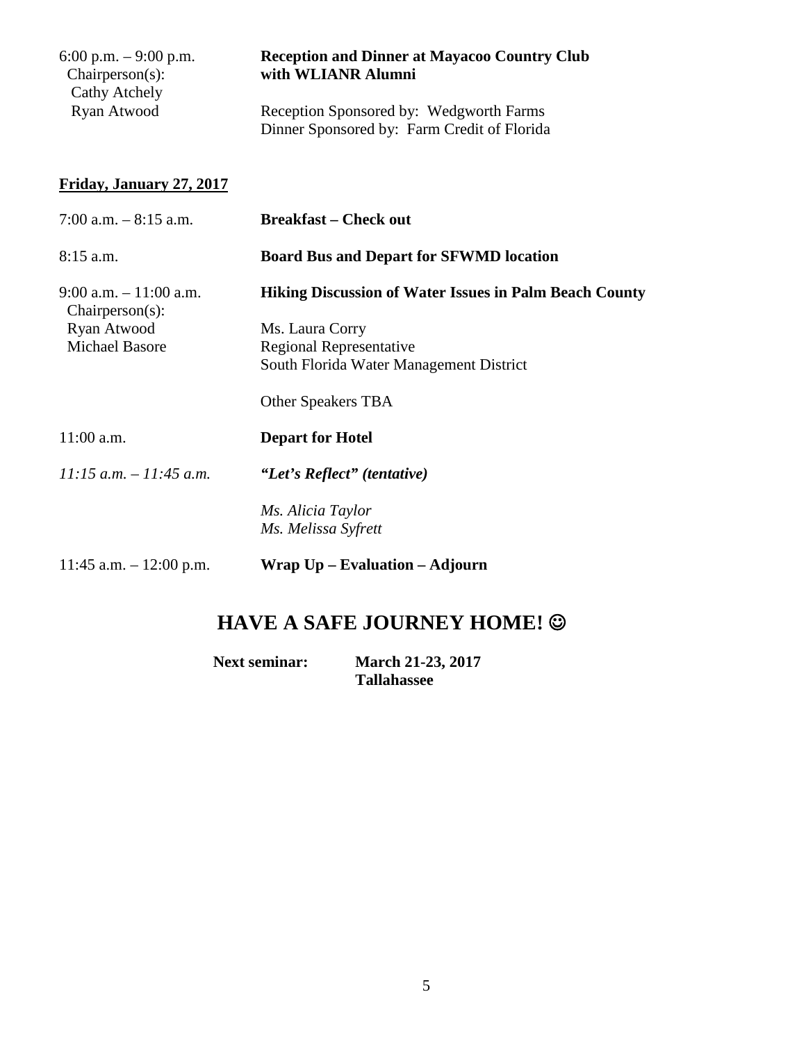| | |
|---|---|
| 6:00 p.m. – 9:00 p.m.<br>Chairperson(s):<br>Cathy Atchely<br>Ryan Atwood | **Reception and Dinner at Mayacoo Country Club with WLIANR Alumni**<br><br>Reception Sponsored by: Wedgworth Farms<br>Dinner Sponsored by: Farm Credit of Florida |

**Friday, January 27, 2017**

| | |
|---|---|
| 7:00 a.m. – 8:15 a.m. | **Breakfast – Check out** |
| 8:15 a.m. | **Board Bus and Depart for SFWMD location** |
| 9:00 a.m. – 11:00 a.m.<br>Chairperson(s):<br>Ryan Atwood<br>Michael Basore | **Hiking Discussion of Water Issues in Palm Beach County**<br><br>Ms. Laura Corry<br>Regional Representative<br>South Florida Water Management District<br><br>Other Speakers TBA |
| 11:00 a.m. | **Depart for Hotel** |
| *11:15 a.m. – 11:45 a.m.* | ***"Let's Reflect" (tentative)***<br><br>*Ms. Alicia Taylor*<br>*Ms. Melissa Syfrett* |
| 11:45 a.m. – 12:00 p.m. | **Wrap Up – Evaluation – Adjourn** |

## HAVE A SAFE JOURNEY HOME! ☺

**Next seminar:** **March 21-23, 2017**
**Tallahassee**